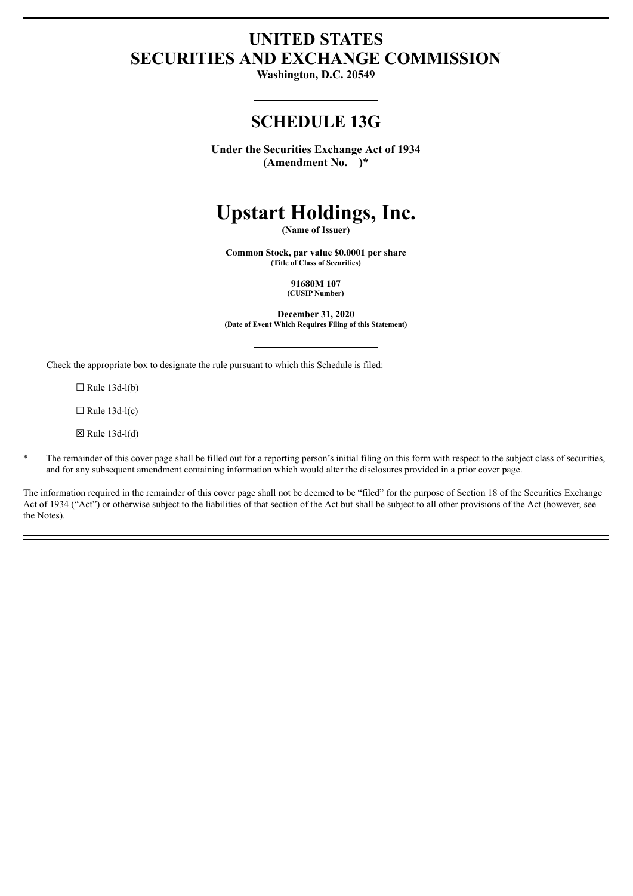# UNITED STATES
# SECURITIES AND EXCHANGE COMMISSION

**Washington, D.C. 20549**

## SCHEDULE 13G

**Under the Securities Exchange Act of 1934**
**(Amendment No. )***

# Upstart Holdings, Inc.

**(Name of Issuer)**

**Common Stock, par value $0.0001 per share**
**(Title of Class of Securities)**

**91680M 107**
**(CUSIP Number)**

**December 31, 2020**
**(Date of Event Which Requires Filing of this Statement)**

Check the appropriate box to designate the rule pursuant to which this Schedule is filed:

☐ Rule 13d-l(b)

☐ Rule 13d-l(c)

☒ Rule 13d-l(d)

\* The remainder of this cover page shall be filled out for a reporting person's initial filing on this form with respect to the subject class of securities, and for any subsequent amendment containing information which would alter the disclosures provided in a prior cover page.

The information required in the remainder of this cover page shall not be deemed to be "filed" for the purpose of Section 18 of the Securities Exchange Act of 1934 ("Act") or otherwise subject to the liabilities of that section of the Act but shall be subject to all other provisions of the Act (however, see the Notes).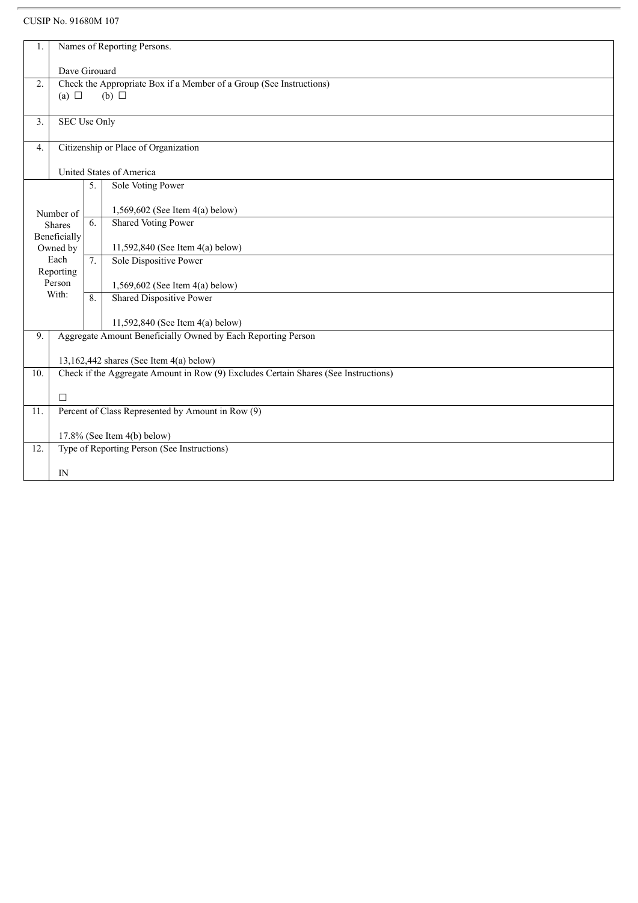CUSIP No. 91680M 107

| | | | |
|---|---|---|---|
| 1. | Names of Reporting Persons.<br><br>Dave Girouard | | |
| 2. | Check the Appropriate Box if a Member of a Group (See Instructions)<br>(a) ☐ (b) ☐ | | |
| 3. | SEC Use Only | | |
| 4. | Citizenship or Place of Organization<br><br>United States of America | | |
| Number of Shares Beneficially Owned by Each Reporting Person With: | 5. | Sole Voting Power<br><br>1,569,602 (See Item 4(a) below) | |
| | 6. | Shared Voting Power<br><br>11,592,840 (See Item 4(a) below) | |
| | 7. | Sole Dispositive Power<br><br>1,569,602 (See Item 4(a) below) | |
| | 8. | Shared Dispositive Power<br><br>11,592,840 (See Item 4(a) below) | |
| 9. | Aggregate Amount Beneficially Owned by Each Reporting Person<br><br>13,162,442 shares (See Item 4(a) below) | | |
| 10. | Check if the Aggregate Amount in Row (9) Excludes Certain Shares (See Instructions)<br><br>☐ | | |
| 11. | Percent of Class Represented by Amount in Row (9)<br><br>17.8% (See Item 4(b) below) | | |
| 12. | Type of Reporting Person (See Instructions)<br><br>IN | | |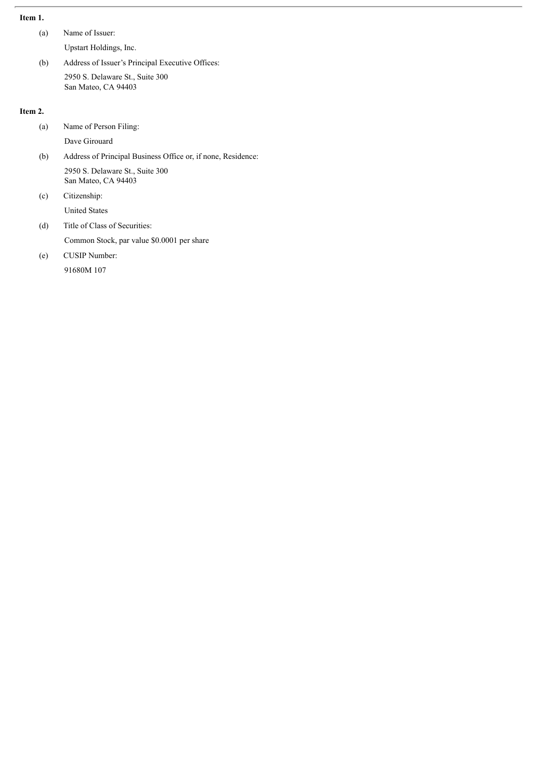**Item 1.**

(a) Name of Issuer:

Upstart Holdings, Inc.

(b) Address of Issuer's Principal Executive Offices:

2950 S. Delaware St., Suite 300
San Mateo, CA 94403

**Item 2.**

(a) Name of Person Filing:

Dave Girouard

(b) Address of Principal Business Office or, if none, Residence:

2950 S. Delaware St., Suite 300
San Mateo, CA 94403

(c) Citizenship:

United States

(d) Title of Class of Securities:

Common Stock, par value $0.0001 per share

(e) CUSIP Number:

91680M 107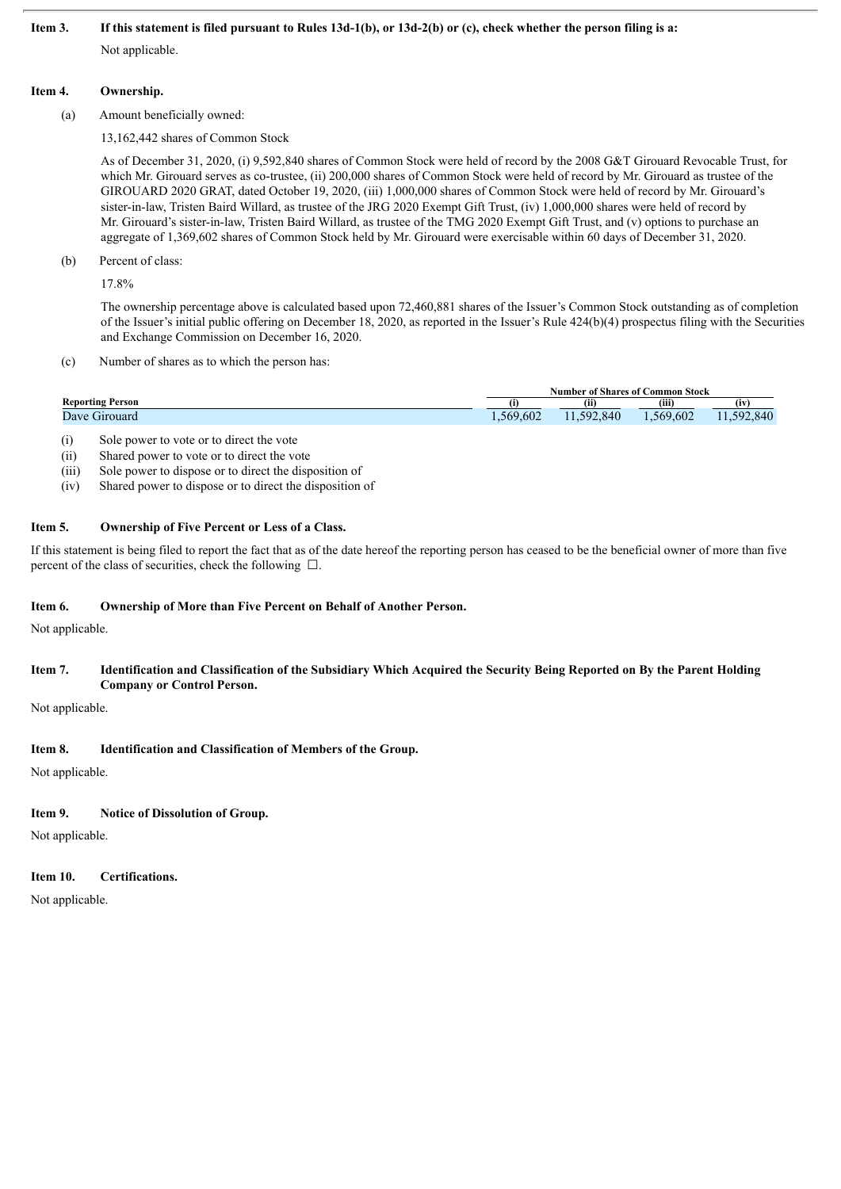**Item 3. If this statement is filed pursuant to Rules 13d-1(b), or 13d-2(b) or (c), check whether the person filing is a:**

Not applicable.

**Item 4. Ownership.**

(a) Amount beneficially owned:

13,162,442 shares of Common Stock

As of December 31, 2020, (i) 9,592,840 shares of Common Stock were held of record by the 2008 G&T Girouard Revocable Trust, for which Mr. Girouard serves as co-trustee, (ii) 200,000 shares of Common Stock were held of record by Mr. Girouard as trustee of the GIROUARD 2020 GRAT, dated October 19, 2020, (iii) 1,000,000 shares of Common Stock were held of record by Mr. Girouard's sister-in-law, Tristen Baird Willard, as trustee of the JRG 2020 Exempt Gift Trust, (iv) 1,000,000 shares were held of record by Mr. Girouard's sister-in-law, Tristen Baird Willard, as trustee of the TMG 2020 Exempt Gift Trust, and (v) options to purchase an aggregate of 1,369,602 shares of Common Stock held by Mr. Girouard were exercisable within 60 days of December 31, 2020.

(b) Percent of class:

17.8%

The ownership percentage above is calculated based upon 72,460,881 shares of the Issuer's Common Stock outstanding as of completion of the Issuer's initial public offering on December 18, 2020, as reported in the Issuer's Rule 424(b)(4) prospectus filing with the Securities and Exchange Commission on December 16, 2020.

(c) Number of shares as to which the person has:

| | Number of Shares of Common Stock | | | |
|---|---|---|---|---|
| **Reporting Person** | **(i)** | **(ii)** | **(iii)** | **(iv)** |
| Dave Girouard | 1,569,602 | 11,592,840 | 1,569,602 | 11,592,840 |

(i) Sole power to vote or to direct the vote
(ii) Shared power to vote or to direct the vote
(iii) Sole power to dispose or to direct the disposition of
(iv) Shared power to dispose or to direct the disposition of

**Item 5. Ownership of Five Percent or Less of a Class.**

If this statement is being filed to report the fact that as of the date hereof the reporting person has ceased to be the beneficial owner of more than five percent of the class of securities, check the following ☐.

**Item 6. Ownership of More than Five Percent on Behalf of Another Person.**

Not applicable.

**Item 7. Identification and Classification of the Subsidiary Which Acquired the Security Being Reported on By the Parent Holding Company or Control Person.**

Not applicable.

**Item 8. Identification and Classification of Members of the Group.**

Not applicable.

**Item 9. Notice of Dissolution of Group.**

Not applicable.

**Item 10. Certifications.**

Not applicable.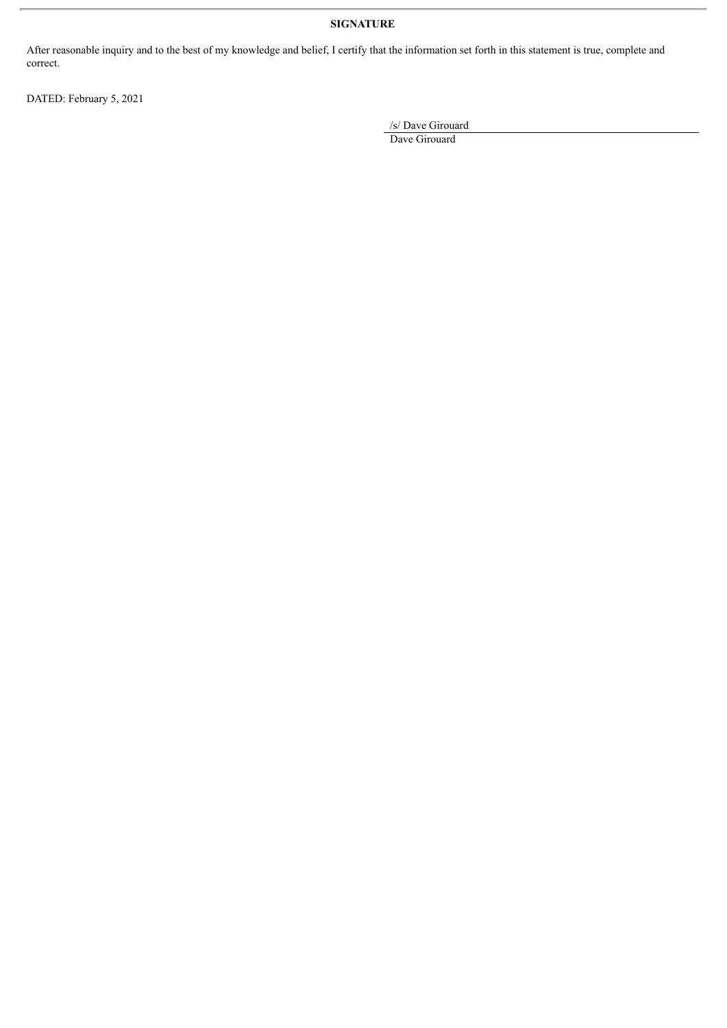**SIGNATURE**

After reasonable inquiry and to the best of my knowledge and belief, I certify that the information set forth in this statement is true, complete and correct.

DATED: February 5, 2021

/s/ Dave Girouard

Dave Girouard